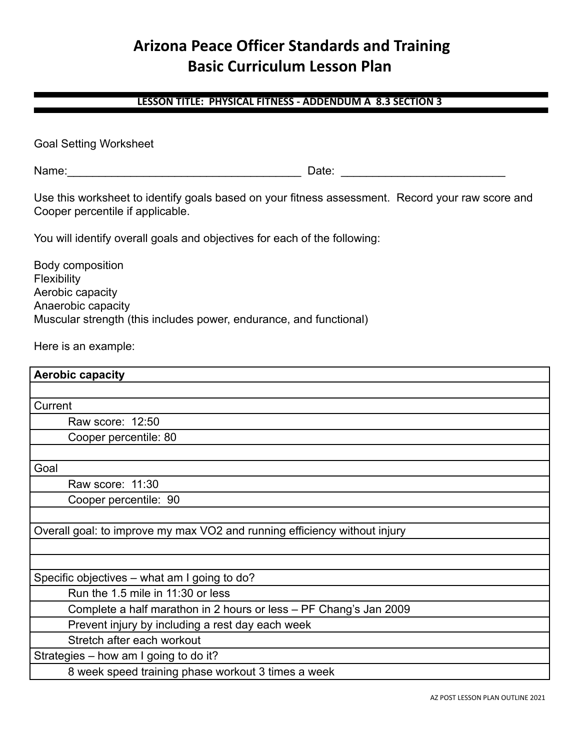# Arizona Peace Officer Standards and Training
# Basic Curriculum Lesson Plan

**LESSON TITLE: PHYSICAL FITNESS - ADDENDUM A 8.3 SECTION 3**

Goal Setting Worksheet

Name:_____________________________________ Date: __________________________

Use this worksheet to identify goals based on your fitness assessment. Record your raw score and Cooper percentile if applicable.

You will identify overall goals and objectives for each of the following:

Body composition
Flexibility
Aerobic capacity
Anaerobic capacity
Muscular strength (this includes power, endurance, and functional)

Here is an example:

| **Aerobic capacity** |
|---|
| |
| Current |
| &nbsp;&nbsp;&nbsp;&nbsp;Raw score: 12:50 |
| &nbsp;&nbsp;&nbsp;&nbsp;Cooper percentile: 80 |
| |
| Goal |
| &nbsp;&nbsp;&nbsp;&nbsp;Raw score: 11:30 |
| &nbsp;&nbsp;&nbsp;&nbsp;Cooper percentile: 90 |
| |
| Overall goal: to improve my max VO2 and running efficiency without injury |
| |
| |
| Specific objectives – what am I going to do? |
| &nbsp;&nbsp;&nbsp;&nbsp;Run the 1.5 mile in 11:30 or less |
| &nbsp;&nbsp;&nbsp;&nbsp;Complete a half marathon in 2 hours or less – PF Chang's Jan 2009 |
| &nbsp;&nbsp;&nbsp;&nbsp;Prevent injury by including a rest day each week |
| &nbsp;&nbsp;&nbsp;&nbsp;Stretch after each workout |
| Strategies – how am I going to do it? |
| &nbsp;&nbsp;&nbsp;&nbsp;8 week speed training phase workout 3 times a week |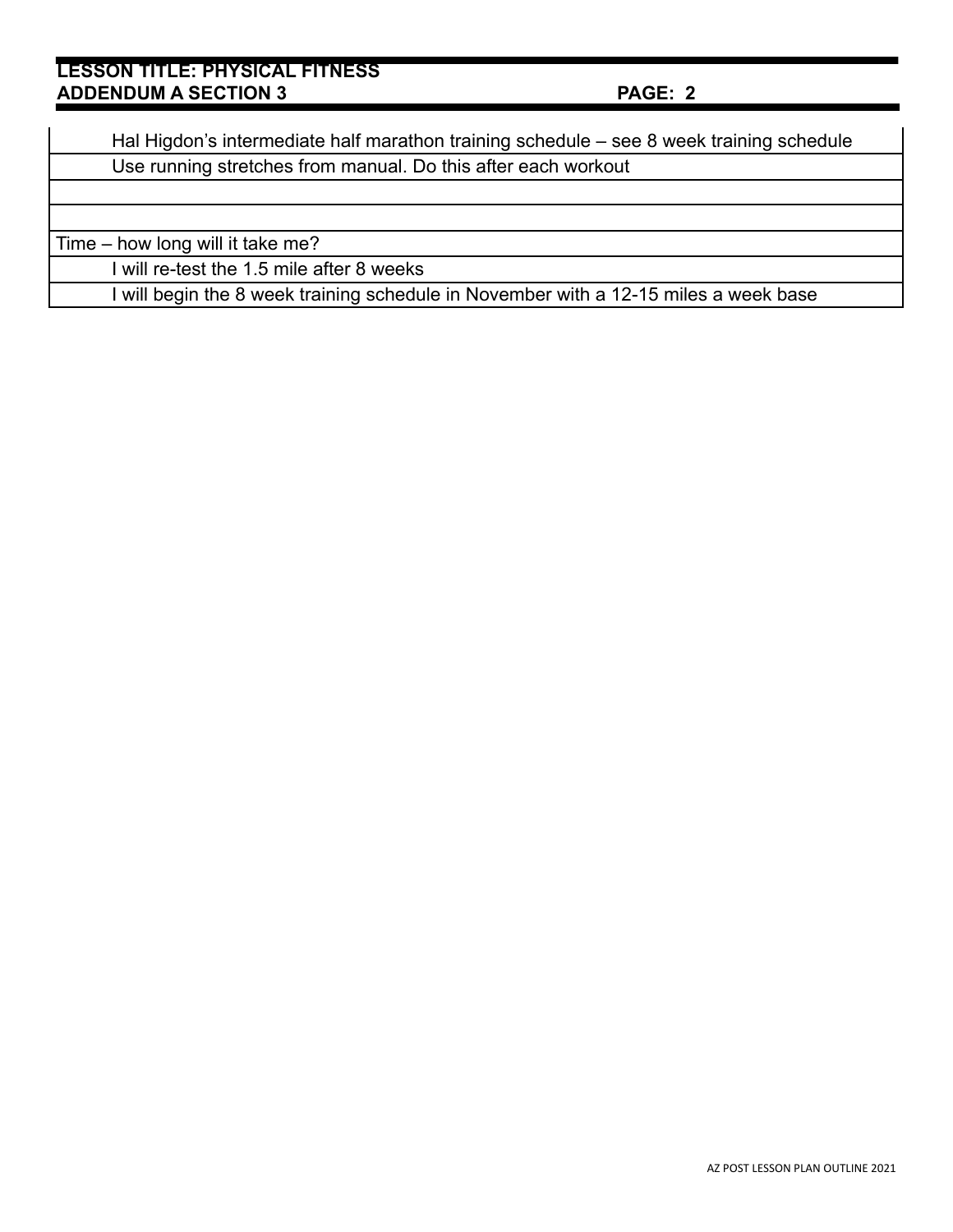| |
|---|
| Hal Higdon's intermediate half marathon training schedule – see 8 week training schedule |
| Use running stretches from manual. Do this after each workout |
| |
| |
| Time – how long will it take me? |
| I will re-test the 1.5 mile after 8 weeks |
| I will begin the 8 week training schedule in November with a 12-15 miles a week base |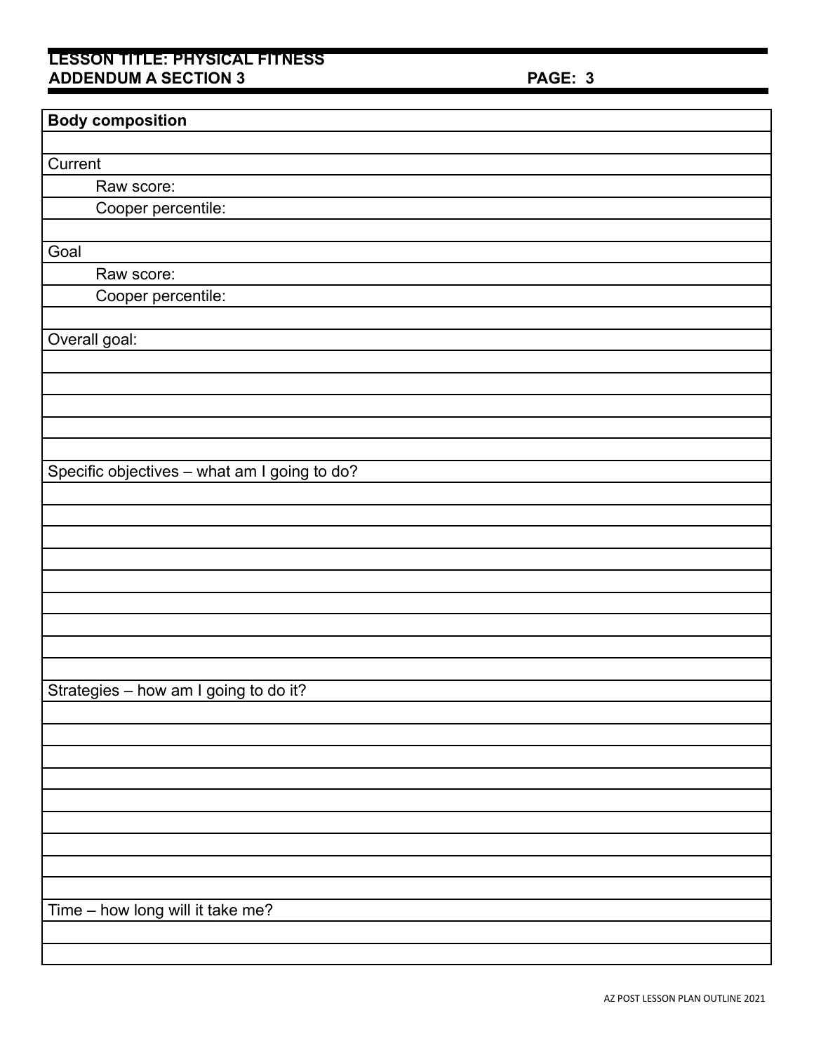**Body composition**

Current

Raw score:

Cooper percentile:

Goal

Raw score:

Cooper percentile:

Overall goal:

Specific objectives – what am I going to do?

Strategies – how am I going to do it?

Time – how long will it take me?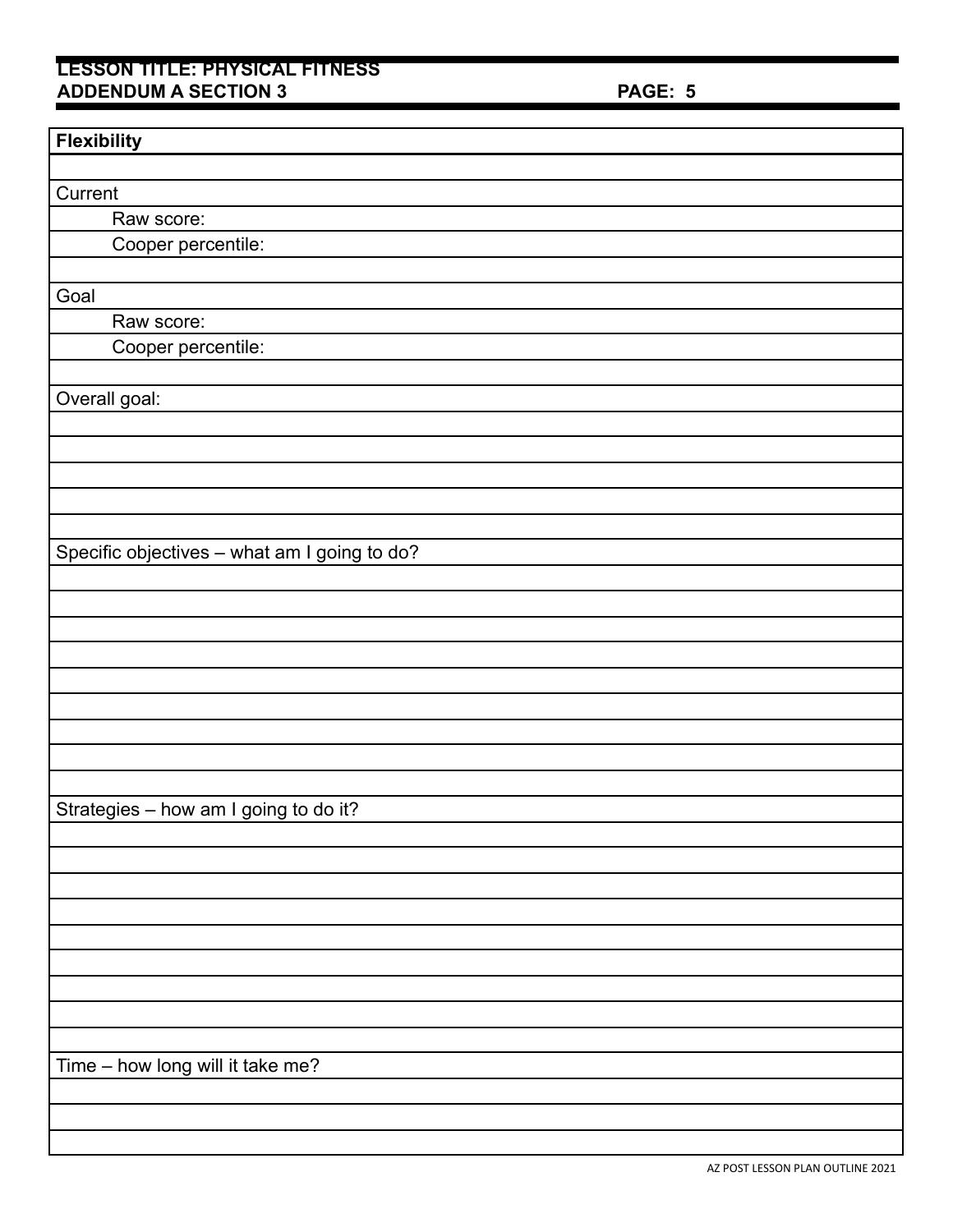**LESSON TITLE: PHYSICAL FITNESS**
**ADDENDUM A SECTION 3**

| **Flexibility** |
|---|
| |
| Current |
| Raw score: |
| Cooper percentile: |
| |
| Goal |
| Raw score: |
| Cooper percentile: |
| |
| Overall goal: |
| |
| |
| |
| |
| |
| Specific objectives – what am I going to do? |
| |
| |
| |
| |
| |
| |
| |
| |
| |
| Strategies – how am I going to do it? |
| |
| |
| |
| |
| |
| |
| |
| |
| |
| Time – how long will it take me? |
| |
| |
| |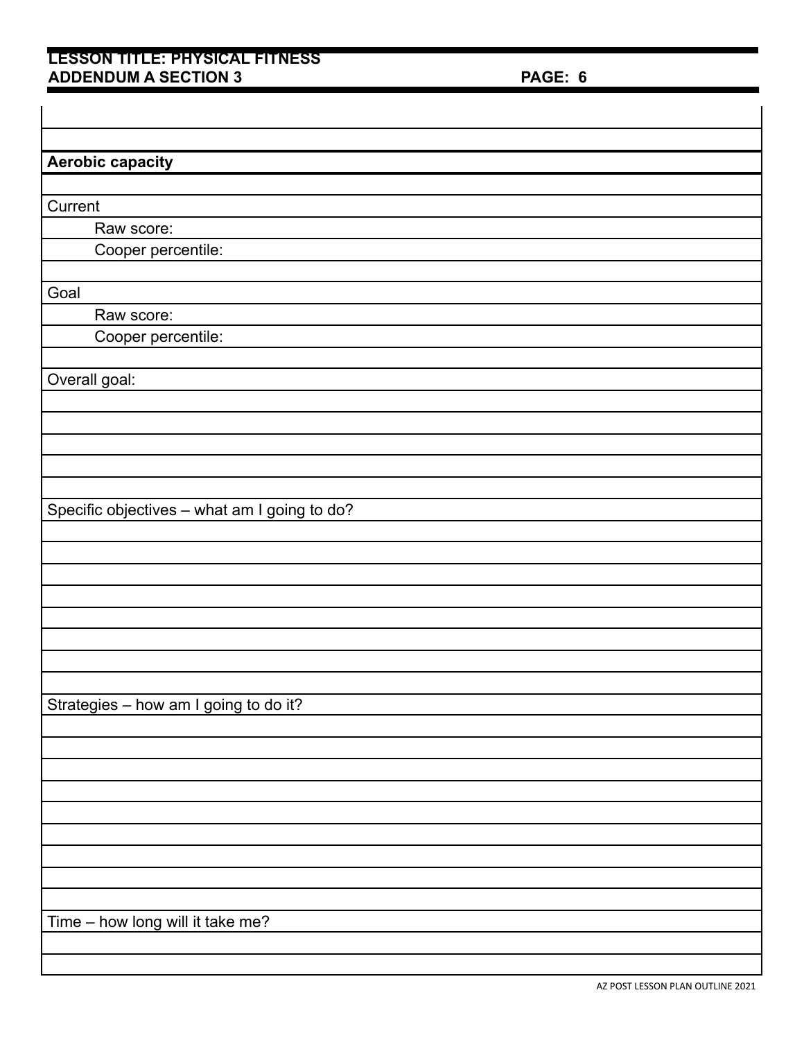**Aerobic capacity**

Current

Raw score:

Cooper percentile:

Goal

Raw score:

Cooper percentile:

Overall goal:

Specific objectives – what am I going to do?

Strategies – how am I going to do it?

Time – how long will it take me?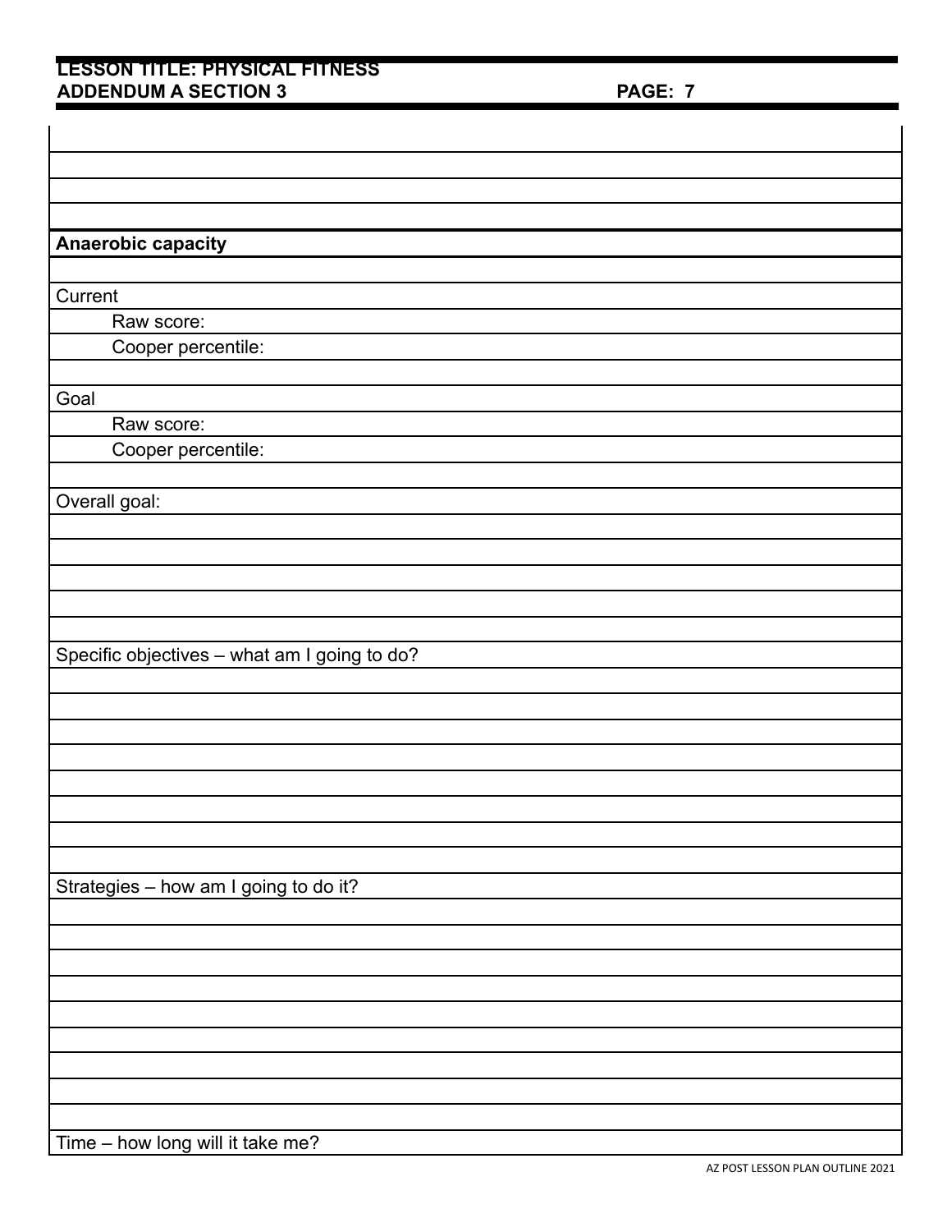**Anaerobic capacity**

Current

Raw score:

Cooper percentile:

Goal

Raw score:

Cooper percentile:

Overall goal:

Specific objectives – what am I going to do?

Strategies – how am I going to do it?

Time – how long will it take me?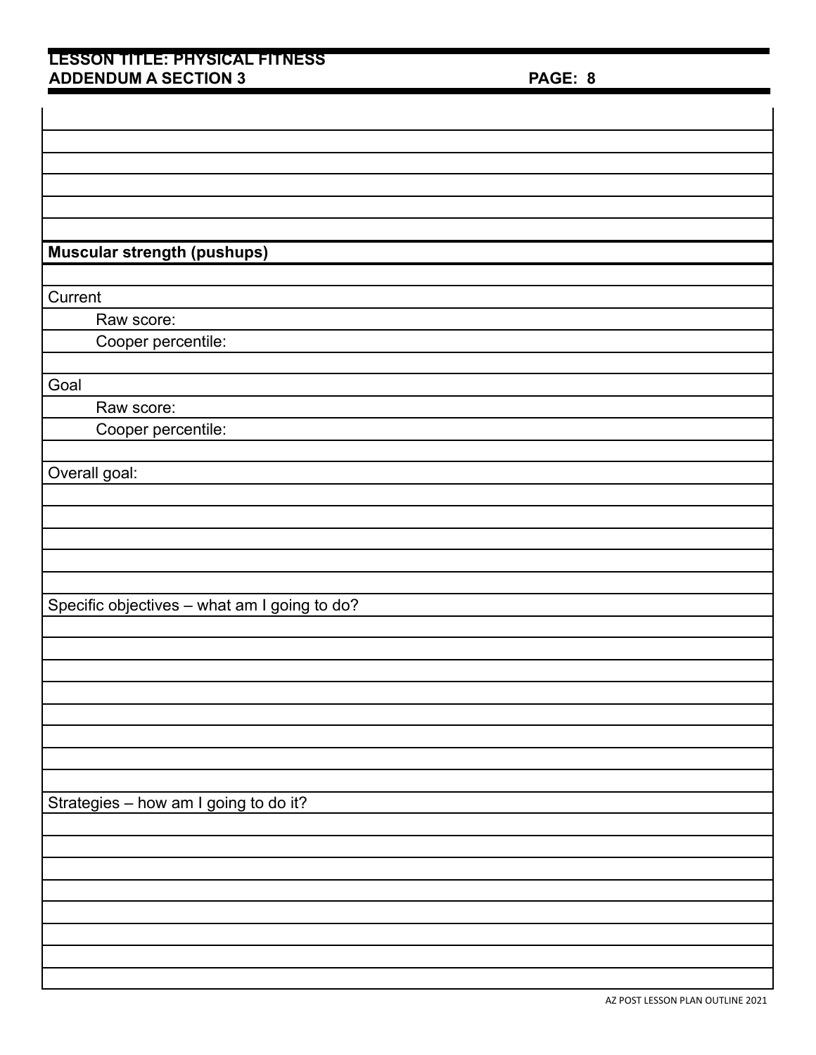**Muscular strength (pushups)**

Current

Raw score:

Cooper percentile:

Goal

Raw score:

Cooper percentile:

Overall goal:

Specific objectives – what am I going to do?

Strategies – how am I going to do it?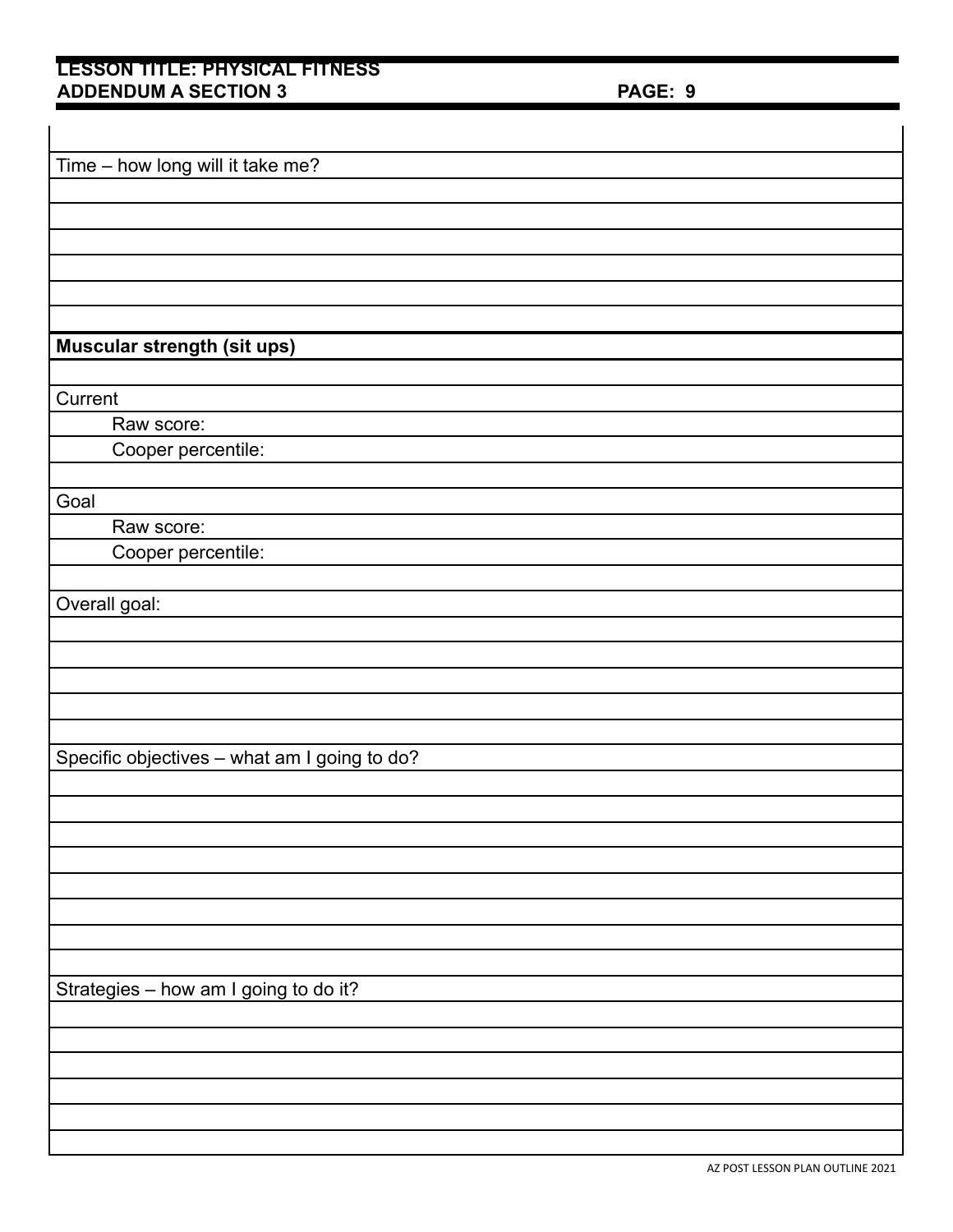Time – how long will it take me?

**Muscular strength (sit ups)**

Current

Raw score:

Cooper percentile:

Goal

Raw score:

Cooper percentile:

Overall goal:

Specific objectives – what am I going to do?

Strategies – how am I going to do it?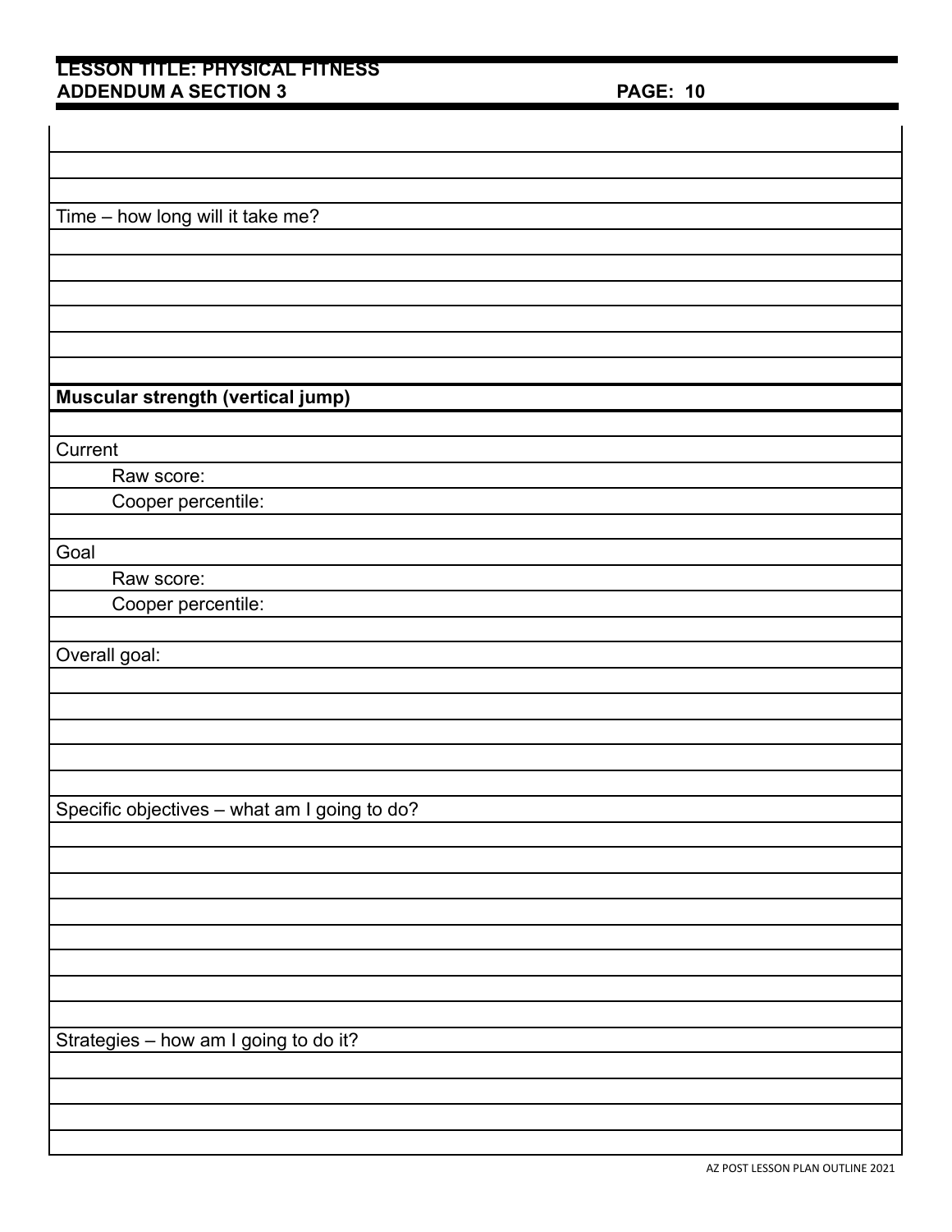Time – how long will it take me?

**Muscular strength (vertical jump)**

Current

Raw score:

Cooper percentile:

Goal

Raw score:

Cooper percentile:

Overall goal:

Specific objectives – what am I going to do?

Strategies – how am I going to do it?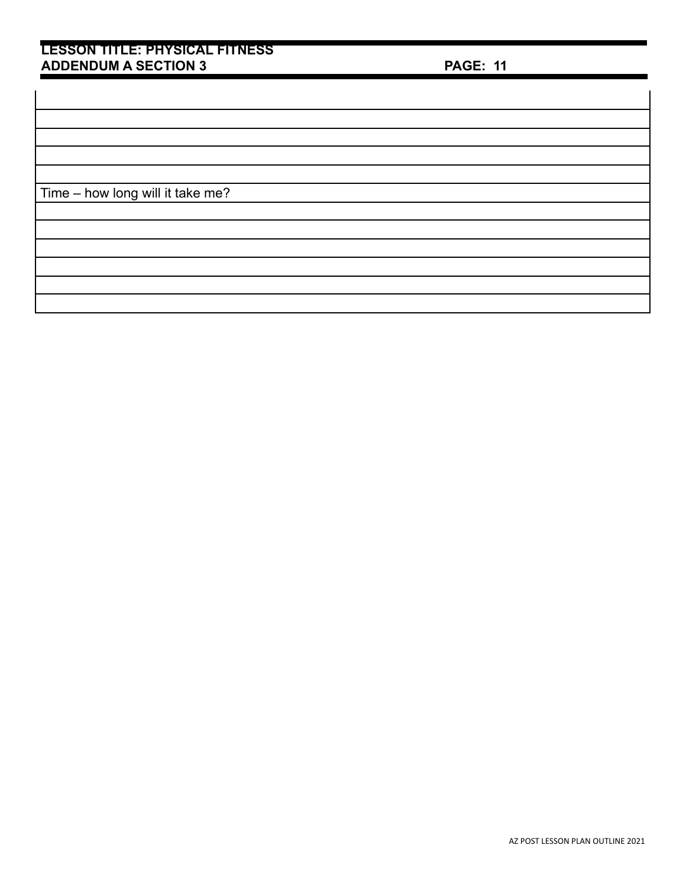| |
|---|
| |
| |
| |
| |
| |
| Time – how long will it take me? |
| |
| |
| |
| |
| |
| |